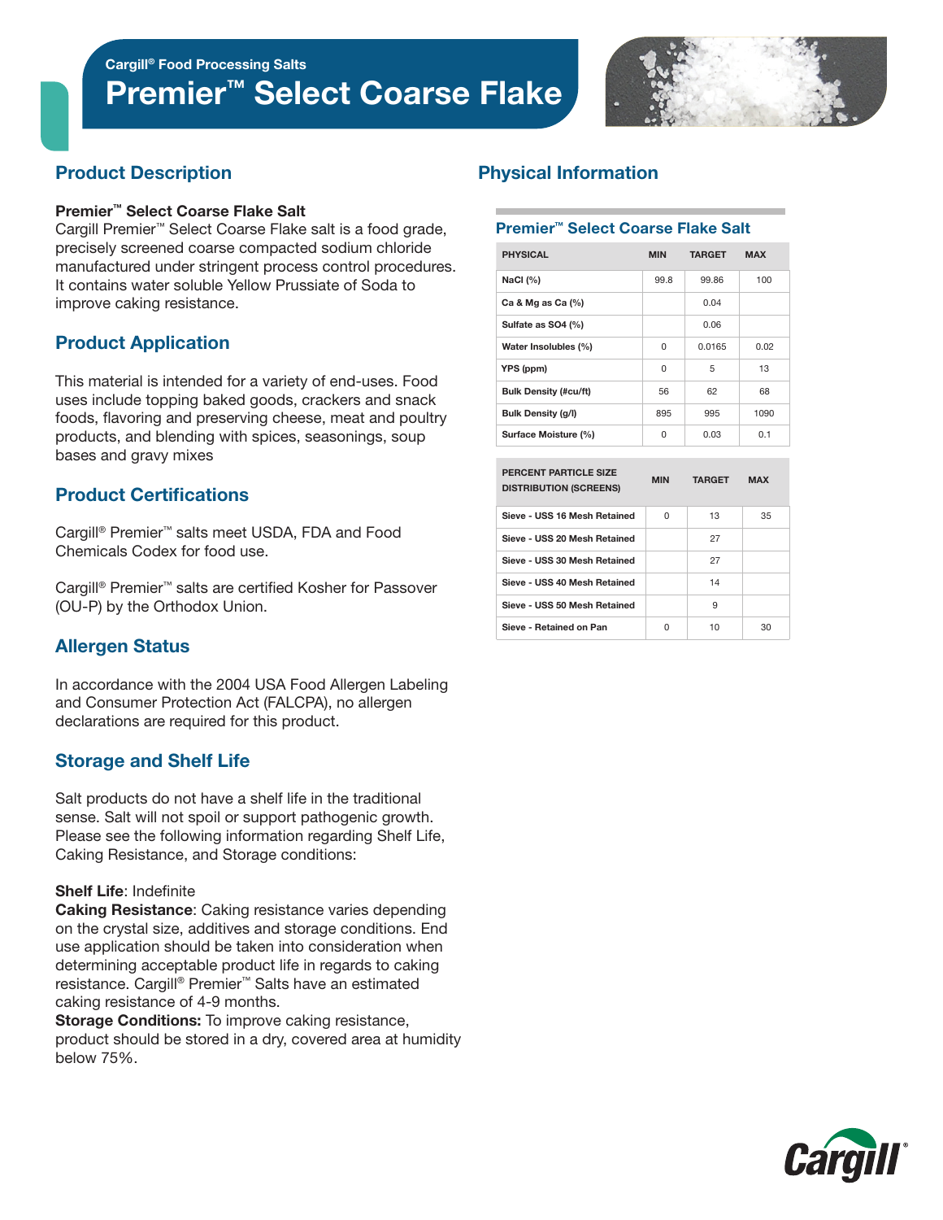Cargill® Food Processing Salts

# Premier™ Select Coarse Flake

## Product Description

**Premier™ Select Coarse Flake Salt**
Cargill Premier™ Select Coarse Flake salt is a food grade, precisely screened coarse compacted sodium chloride manufactured under stringent process control procedures. It contains water soluble Yellow Prussiate of Soda to improve caking resistance.

## Product Application

This material is intended for a variety of end-uses. Food uses include topping baked goods, crackers and snack foods, flavoring and preserving cheese, meat and poultry products, and blending with spices, seasonings, soup bases and gravy mixes

## Product Certifications

Cargill® Premier™ salts meet USDA, FDA and Food Chemicals Codex for food use.

Cargill® Premier™ salts are certified Kosher for Passover (OU-P) by the Orthodox Union.

## Allergen Status

In accordance with the 2004 USA Food Allergen Labeling and Consumer Protection Act (FALCPA), no allergen declarations are required for this product.

## Storage and Shelf Life

Salt products do not have a shelf life in the traditional sense. Salt will not spoil or support pathogenic growth. Please see the following information regarding Shelf Life, Caking Resistance, and Storage conditions:

**Shelf Life**: Indefinite
**Caking Resistance**: Caking resistance varies depending on the crystal size, additives and storage conditions. End use application should be taken into consideration when determining acceptable product life in regards to caking resistance. Cargill® Premier™ Salts have an estimated caking resistance of 4-9 months.
**Storage Conditions:** To improve caking resistance, product should be stored in a dry, covered area at humidity below 75%.

## Physical Information

### Premier™ Select Coarse Flake Salt

| PHYSICAL | MIN | TARGET | MAX |
|---|---|---|---|
| NaCl (%) | 99.8 | 99.86 | 100 |
| Ca & Mg as Ca (%) | | 0.04 | |
| Sulfate as SO4 (%) | | 0.06 | |
| Water Insolubles (%) | 0 | 0.0165 | 0.02 |
| YPS (ppm) | 0 | 5 | 13 |
| Bulk Density (#cu/ft) | 56 | 62 | 68 |
| Bulk Density (g/l) | 895 | 995 | 1090 |
| Surface Moisture (%) | 0 | 0.03 | 0.1 |

| PERCENT PARTICLE SIZE DISTRIBUTION (SCREENS) | MIN | TARGET | MAX |
|---|---|---|---|
| Sieve - USS 16 Mesh Retained | 0 | 13 | 35 |
| Sieve - USS 20 Mesh Retained | | 27 | |
| Sieve - USS 30 Mesh Retained | | 27 | |
| Sieve - USS 40 Mesh Retained | | 14 | |
| Sieve - USS 50 Mesh Retained | | 9 | |
| Sieve - Retained on Pan | 0 | 10 | 30 |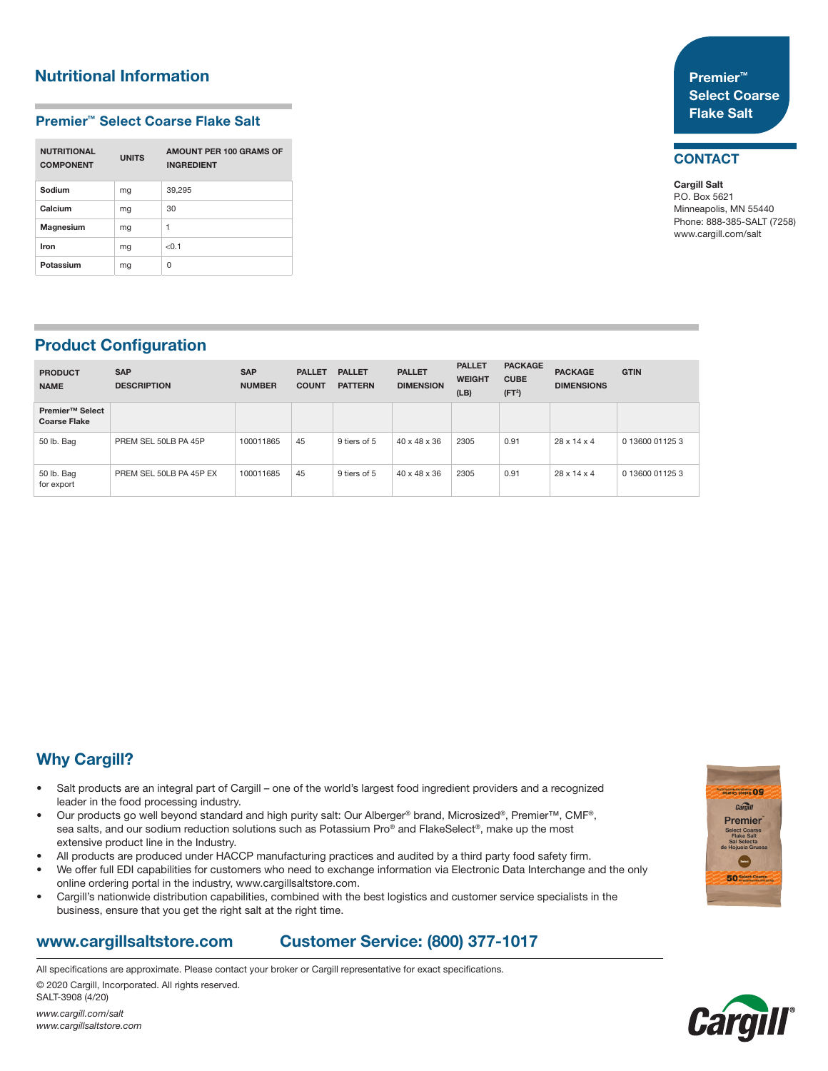# Nutritional Information

## Premier™ Select Coarse Flake Salt

| NUTRITIONAL COMPONENT | UNITS | AMOUNT PER 100 GRAMS OF INGREDIENT |
|---|---|---|
| Sodium | mg | 39,295 |
| Calcium | mg | 30 |
| Magnesium | mg | 1 |
| Iron | mg | <0.1 |
| Potassium | mg | 0 |

**Premier™ Select Coarse Flake Salt**

## CONTACT

**Cargill Salt**
P.O. Box 5621
Minneapolis, MN 55440
Phone: 888-385-SALT (7258)
www.cargill.com/salt

# Product Configuration

| PRODUCT NAME | SAP DESCRIPTION | SAP NUMBER | PALLET COUNT | PALLET PATTERN | PALLET DIMENSION | PALLET WEIGHT (LB) | PACKAGE CUBE ($FT^3$) | PACKAGE DIMENSIONS | GTIN |
|---|---|---|---|---|---|---|---|---|---|
| Premier™ Select Coarse Flake | | | | | | | | | |
| 50 lb. Bag | PREM SEL 50LB PA 45P | 100011865 | 45 | 9 tiers of 5 | 40 x 48 x 36 | 2305 | 0.91 | 28 x 14 x 4 | 0 13600 01125 3 |
| 50 lb. Bag for export | PREM SEL 50LB PA 45P EX | 100011685 | 45 | 9 tiers of 5 | 40 x 48 x 36 | 2305 | 0.91 | 28 x 14 x 4 | 0 13600 01125 3 |

# Why Cargill?

- Salt products are an integral part of Cargill – one of the world's largest food ingredient providers and a recognized leader in the food processing industry.
- Our products go well beyond standard and high purity salt: Our Alberger® brand, Microsized®, Premier™, CMF®, sea salts, and our sodium reduction solutions such as Potassium Pro® and FlakeSelect®, make up the most extensive product line in the Industry.
- All products are produced under HACCP manufacturing practices and audited by a third party food safety firm.
- We offer full EDI capabilities for customers who need to exchange information via Electronic Data Interchange and the only online ordering portal in the industry, www.cargillsaltstore.com.
- Cargill's nationwide distribution capabilities, combined with the best logistics and customer service specialists in the business, ensure that you get the right salt at the right time.

**www.cargillsaltstore.com** **Customer Service: (800) 377-1017**

All specifications are approximate. Please contact your broker or Cargill representative for exact specifications.

© 2020 Cargill, Incorporated. All rights reserved.
SALT-3908 (4/20)

*www.cargill.com/salt*
*www.cargillsaltstore.com*